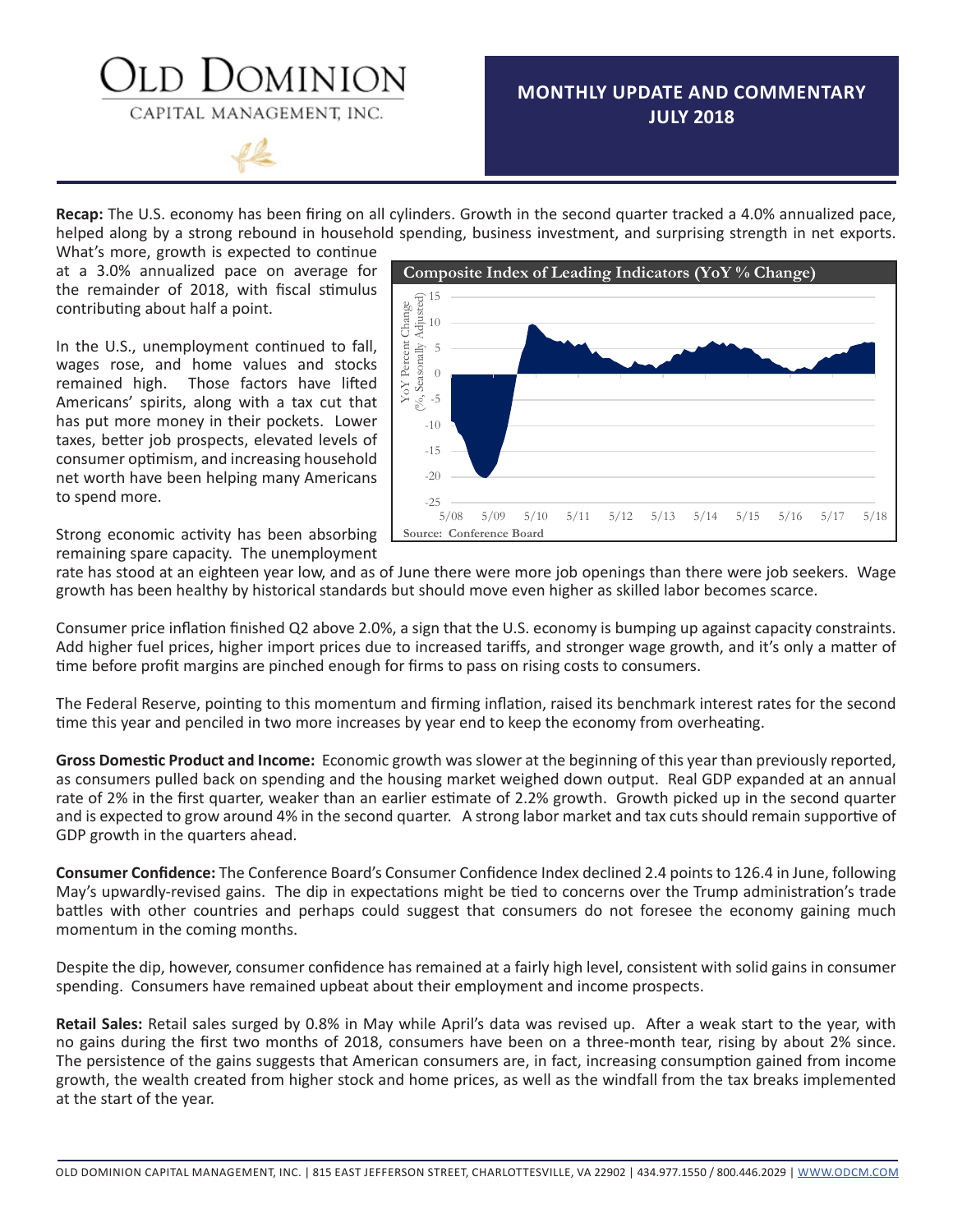# Old Dominion Capital Management, Inc.

## MONTHLY UPDATE AND COMMENTARY JULY 2018

**Recap:** The U.S. economy has been firing on all cylinders. Growth in the second quarter tracked a 4.0% annualized pace, helped along by a strong rebound in household spending, business investment, and surprising strength in net exports. What's more, growth is expected to continue at a 3.0% annualized pace on average for the remainder of 2018, with fiscal stimulus contributing about half a point.

In the U.S., unemployment continued to fall, wages rose, and home values and stocks remained high. Those factors have lifted Americans' spirits, along with a tax cut that has put more money in their pockets. Lower taxes, better job prospects, elevated levels of consumer optimism, and increasing household net worth have been helping many Americans to spend more.

Composite Index of Leading Indicators (YoY % Change)

Source: Conference Board

Strong economic activity has been absorbing remaining spare capacity. The unemployment rate has stood at an eighteen year low, and as of June there were more job openings than there were job seekers. Wage growth has been healthy by historical standards but should move even higher as skilled labor becomes scarce.

Consumer price inflation finished Q2 above 2.0%, a sign that the U.S. economy is bumping up against capacity constraints. Add higher fuel prices, higher import prices due to increased tariffs, and stronger wage growth, and it's only a matter of time before profit margins are pinched enough for firms to pass on rising costs to consumers.

The Federal Reserve, pointing to this momentum and firming inflation, raised its benchmark interest rates for the second time this year and penciled in two more increases by year end to keep the economy from overheating.

**Gross Domestic Product and Income:** Economic growth was slower at the beginning of this year than previously reported, as consumers pulled back on spending and the housing market weighed down output. Real GDP expanded at an annual rate of 2% in the first quarter, weaker than an earlier estimate of 2.2% growth. Growth picked up in the second quarter and is expected to grow around 4% in the second quarter. A strong labor market and tax cuts should remain supportive of GDP growth in the quarters ahead.

**Consumer Confidence:** The Conference Board's Consumer Confidence Index declined 2.4 points to 126.4 in June, following May's upwardly-revised gains. The dip in expectations might be tied to concerns over the Trump administration's trade battles with other countries and perhaps could suggest that consumers do not foresee the economy gaining much momentum in the coming months.

Despite the dip, however, consumer confidence has remained at a fairly high level, consistent with solid gains in consumer spending. Consumers have remained upbeat about their employment and income prospects.

**Retail Sales:** Retail sales surged by 0.8% in May while April's data was revised up. After a weak start to the year, with no gains during the first two months of 2018, consumers have been on a three-month tear, rising by about 2% since. The persistence of the gains suggests that American consumers are, in fact, increasing consumption gained from income growth, the wealth created from higher stock and home prices, as well as the windfall from the tax breaks implemented at the start of the year.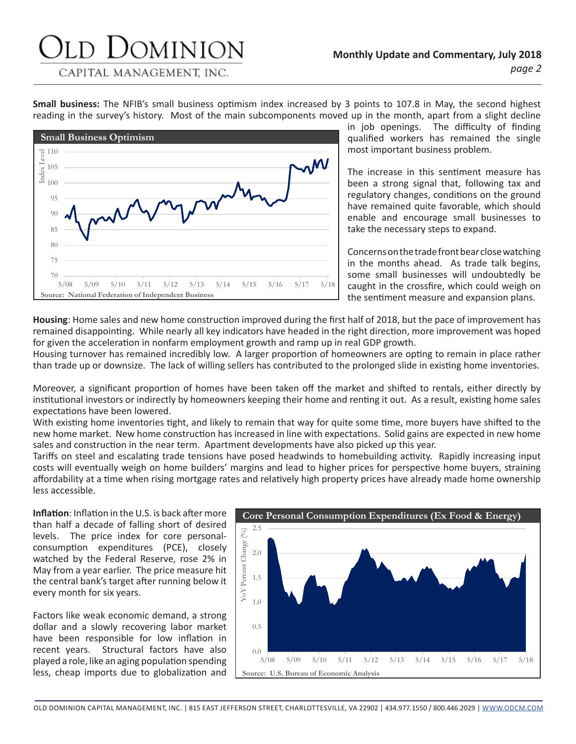**Small business:** The NFIB's small business optimism index increased by 3 points to 107.8 in May, the second highest reading in the survey's history. Most of the main subcomponents moved up in the month, apart from a slight decline in job openings. The difficulty of finding qualified workers has remained the single most important business problem.

**Small Business Optimism**

Source: National Federation of Independent Business

The increase in this sentiment measure has been a strong signal that, following tax and regulatory changes, conditions on the ground have remained quite favorable, which should enable and encourage small businesses to take the necessary steps to expand.

Concerns on the trade front bear close watching in the months ahead. As trade talk begins, some small businesses will undoubtedly be caught in the crossfire, which could weigh on the sentiment measure and expansion plans.

**Housing**: Home sales and new home construction improved during the first half of 2018, but the pace of improvement has remained disappointing. While nearly all key indicators have headed in the right direction, more improvement was hoped for given the acceleration in nonfarm employment growth and ramp up in real GDP growth.

Housing turnover has remained incredibly low. A larger proportion of homeowners are opting to remain in place rather than trade up or downsize. The lack of willing sellers has contributed to the prolonged slide in existing home inventories.

Moreover, a significant proportion of homes have been taken off the market and shifted to rentals, either directly by institutional investors or indirectly by homeowners keeping their home and renting it out. As a result, existing home sales expectations have been lowered.

With existing home inventories tight, and likely to remain that way for quite some time, more buyers have shifted to the new home market. New home construction has increased in line with expectations. Solid gains are expected in new home sales and construction in the near term. Apartment developments have also picked up this year.

Tariffs on steel and escalating trade tensions have posed headwinds to homebuilding activity. Rapidly increasing input costs will eventually weigh on home builders' margins and lead to higher prices for perspective home buyers, straining affordability at a time when rising mortgage rates and relatively high property prices have already made home ownership less accessible.

**Inflation**: Inflation in the U.S. is back after more than half a decade of falling short of desired levels. The price index for core personal-consumption expenditures (PCE), closely watched by the Federal Reserve, rose 2% in May from a year earlier. The price measure hit the central bank's target after running below it every month for six years.

Factors like weak economic demand, a strong dollar and a slowly recovering labor market have been responsible for low inflation in recent years. Structural factors have also played a role, like an aging population spending less, cheap imports due to globalization and

**Core Personal Consumption Expenditures (Ex Food & Energy)**

Source: U.S. Bureau of Economic Analysis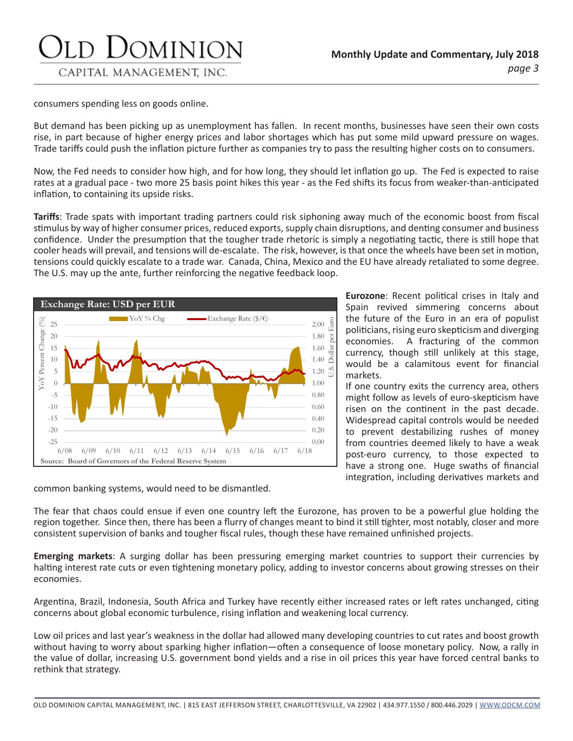consumers spending less on goods online.

But demand has been picking up as unemployment has fallen. In recent months, businesses have seen their own costs rise, in part because of higher energy prices and labor shortages which has put some mild upward pressure on wages. Trade tariffs could push the inflation picture further as companies try to pass the resulting higher costs on to consumers.

Now, the Fed needs to consider how high, and for how long, they should let inflation go up. The Fed is expected to raise rates at a gradual pace - two more 25 basis point hikes this year - as the Fed shifts its focus from weaker-than-anticipated inflation, to containing its upside risks.

**Tariffs**: Trade spats with important trading partners could risk siphoning away much of the economic boost from fiscal stimulus by way of higher consumer prices, reduced exports, supply chain disruptions, and denting consumer and business confidence. Under the presumption that the tougher trade rhetoric is simply a negotiating tactic, there is still hope that cooler heads will prevail, and tensions will de-escalate. The risk, however, is that once the wheels have been set in motion, tensions could quickly escalate to a trade war. Canada, China, Mexico and the EU have already retaliated to some degree. The U.S. may up the ante, further reinforcing the negative feedback loop.

**Eurozone**: Recent political crises in Italy and Spain revived simmering concerns about the future of the Euro in an era of populist politicians, rising euro skepticism and diverging economies. A fracturing of the common currency, though still unlikely at this stage, would be a calamitous event for financial markets.

If one country exits the currency area, others might follow as levels of euro-skepticism have risen on the continent in the past decade. Widespread capital controls would be needed to prevent destabilizing rushes of money from countries deemed likely to have a weak post-euro currency, to those expected to have a strong one. Huge swaths of financial integration, including derivatives markets and common banking systems, would need to be dismantled.

The fear that chaos could ensue if even one country left the Eurozone, has proven to be a powerful glue holding the region together. Since then, there has been a flurry of changes meant to bind it still tighter, most notably, closer and more consistent supervision of banks and tougher fiscal rules, though these have remained unfinished projects.

**Emerging markets**: A surging dollar has been pressuring emerging market countries to support their currencies by halting interest rate cuts or even tightening monetary policy, adding to investor concerns about growing stresses on their economies.

Argentina, Brazil, Indonesia, South Africa and Turkey have recently either increased rates or left rates unchanged, citing concerns about global economic turbulence, rising inflation and weakening local currency.

Low oil prices and last year's weakness in the dollar had allowed many developing countries to cut rates and boost growth without having to worry about sparking higher inflation—often a consequence of loose monetary policy. Now, a rally in the value of dollar, increasing U.S. government bond yields and a rise in oil prices this year have forced central banks to rethink that strategy.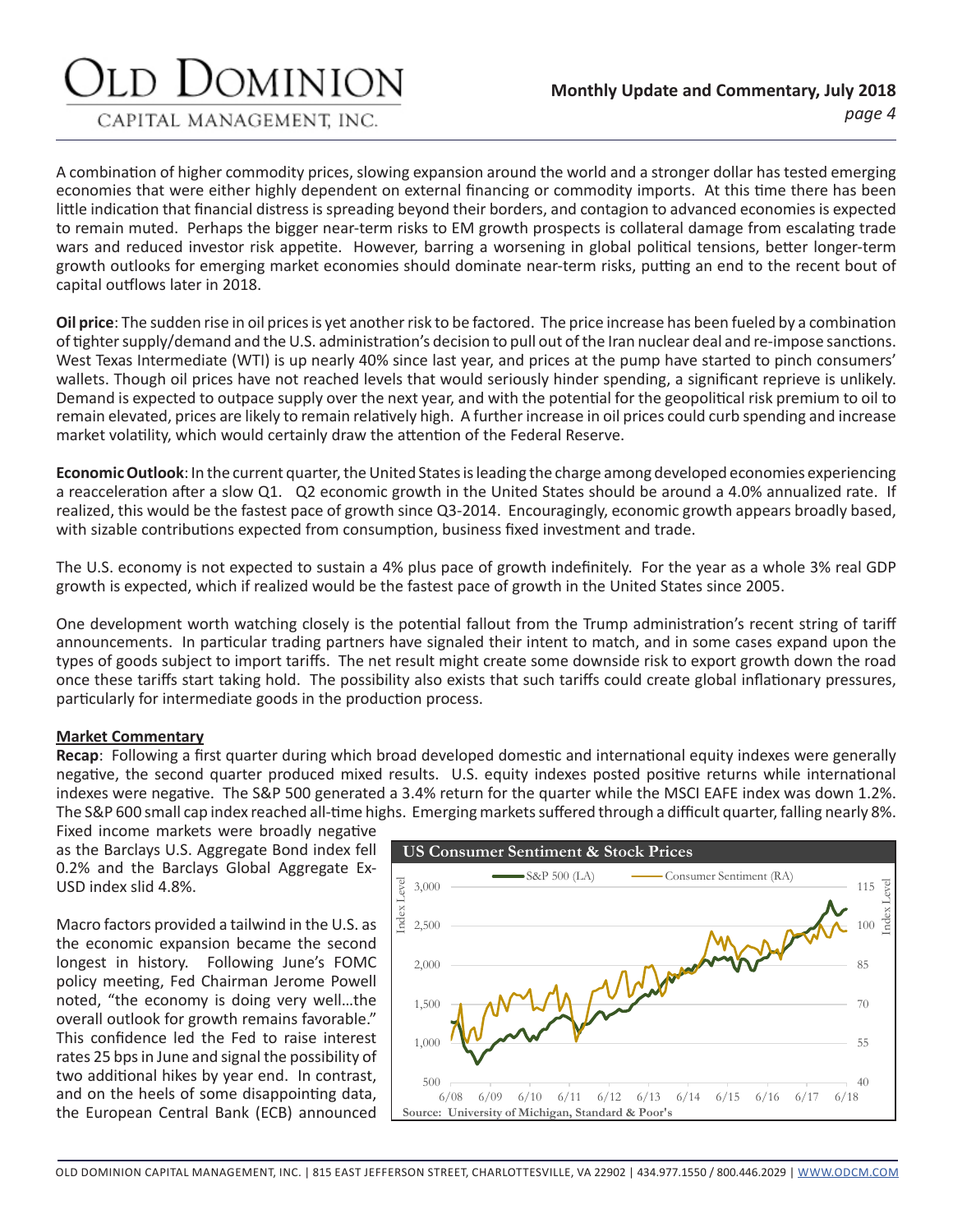A combination of higher commodity prices, slowing expansion around the world and a stronger dollar has tested emerging economies that were either highly dependent on external financing or commodity imports. At this time there has been little indication that financial distress is spreading beyond their borders, and contagion to advanced economies is expected to remain muted. Perhaps the bigger near-term risks to EM growth prospects is collateral damage from escalating trade wars and reduced investor risk appetite. However, barring a worsening in global political tensions, better longer-term growth outlooks for emerging market economies should dominate near-term risks, putting an end to the recent bout of capital outflows later in 2018.

**Oil price**: The sudden rise in oil prices is yet another risk to be factored. The price increase has been fueled by a combination of tighter supply/demand and the U.S. administration's decision to pull out of the Iran nuclear deal and re-impose sanctions. West Texas Intermediate (WTI) is up nearly 40% since last year, and prices at the pump have started to pinch consumers' wallets. Though oil prices have not reached levels that would seriously hinder spending, a significant reprieve is unlikely. Demand is expected to outpace supply over the next year, and with the potential for the geopolitical risk premium to oil to remain elevated, prices are likely to remain relatively high. A further increase in oil prices could curb spending and increase market volatility, which would certainly draw the attention of the Federal Reserve.

**Economic Outlook**: In the current quarter, the United States is leading the charge among developed economies experiencing a reacceleration after a slow Q1. Q2 economic growth in the United States should be around a 4.0% annualized rate. If realized, this would be the fastest pace of growth since Q3-2014. Encouragingly, economic growth appears broadly based, with sizable contributions expected from consumption, business fixed investment and trade.

The U.S. economy is not expected to sustain a 4% plus pace of growth indefinitely. For the year as a whole 3% real GDP growth is expected, which if realized would be the fastest pace of growth in the United States since 2005.

One development worth watching closely is the potential fallout from the Trump administration's recent string of tariff announcements. In particular trading partners have signaled their intent to match, and in some cases expand upon the types of goods subject to import tariffs. The net result might create some downside risk to export growth down the road once these tariffs start taking hold. The possibility also exists that such tariffs could create global inflationary pressures, particularly for intermediate goods in the production process.

## Market Commentary

**Recap**: Following a first quarter during which broad developed domestic and international equity indexes were generally negative, the second quarter produced mixed results. U.S. equity indexes posted positive returns while international indexes were negative. The S&P 500 generated a 3.4% return for the quarter while the MSCI EAFE index was down 1.2%. The S&P 600 small cap index reached all-time highs. Emerging markets suffered through a difficult quarter, falling nearly 8%. Fixed income markets were broadly negative as the Barclays U.S. Aggregate Bond index fell 0.2% and the Barclays Global Aggregate Ex-USD index slid 4.8%.

Macro factors provided a tailwind in the U.S. as the economic expansion became the second longest in history. Following June's FOMC policy meeting, Fed Chairman Jerome Powell noted, "the economy is doing very well…the overall outlook for growth remains favorable." This confidence led the Fed to raise interest rates 25 bps in June and signal the possibility of two additional hikes by year end. In contrast, and on the heels of some disappointing data, the European Central Bank (ECB) announced

**US Consumer Sentiment & Stock Prices**

Source: University of Michigan, Standard & Poor's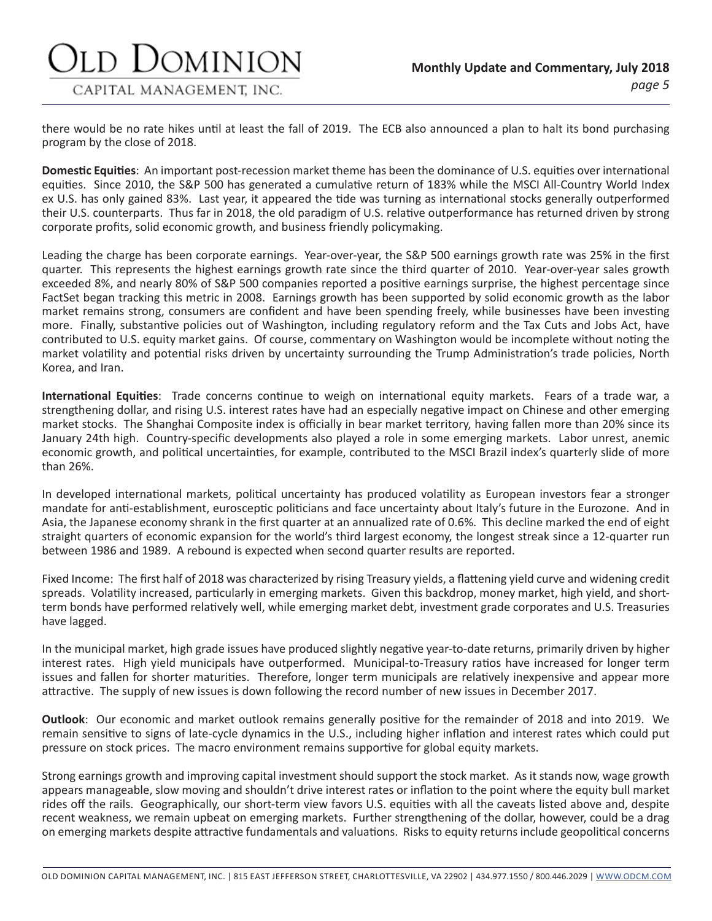there would be no rate hikes until at least the fall of 2019. The ECB also announced a plan to halt its bond purchasing program by the close of 2018.

**Domestic Equities**: An important post-recession market theme has been the dominance of U.S. equities over international equities. Since 2010, the S&P 500 has generated a cumulative return of 183% while the MSCI All-Country World Index ex U.S. has only gained 83%. Last year, it appeared the tide was turning as international stocks generally outperformed their U.S. counterparts. Thus far in 2018, the old paradigm of U.S. relative outperformance has returned driven by strong corporate profits, solid economic growth, and business friendly policymaking.

Leading the charge has been corporate earnings. Year-over-year, the S&P 500 earnings growth rate was 25% in the first quarter. This represents the highest earnings growth rate since the third quarter of 2010. Year-over-year sales growth exceeded 8%, and nearly 80% of S&P 500 companies reported a positive earnings surprise, the highest percentage since FactSet began tracking this metric in 2008. Earnings growth has been supported by solid economic growth as the labor market remains strong, consumers are confident and have been spending freely, while businesses have been investing more. Finally, substantive policies out of Washington, including regulatory reform and the Tax Cuts and Jobs Act, have contributed to U.S. equity market gains. Of course, commentary on Washington would be incomplete without noting the market volatility and potential risks driven by uncertainty surrounding the Trump Administration's trade policies, North Korea, and Iran.

**International Equities**: Trade concerns continue to weigh on international equity markets. Fears of a trade war, a strengthening dollar, and rising U.S. interest rates have had an especially negative impact on Chinese and other emerging market stocks. The Shanghai Composite index is officially in bear market territory, having fallen more than 20% since its January 24th high. Country-specific developments also played a role in some emerging markets. Labor unrest, anemic economic growth, and political uncertainties, for example, contributed to the MSCI Brazil index's quarterly slide of more than 26%.

In developed international markets, political uncertainty has produced volatility as European investors fear a stronger mandate for anti-establishment, eurosceptic politicians and face uncertainty about Italy's future in the Eurozone. And in Asia, the Japanese economy shrank in the first quarter at an annualized rate of 0.6%. This decline marked the end of eight straight quarters of economic expansion for the world's third largest economy, the longest streak since a 12-quarter run between 1986 and 1989. A rebound is expected when second quarter results are reported.

Fixed Income: The first half of 2018 was characterized by rising Treasury yields, a flattening yield curve and widening credit spreads. Volatility increased, particularly in emerging markets. Given this backdrop, money market, high yield, and short-term bonds have performed relatively well, while emerging market debt, investment grade corporates and U.S. Treasuries have lagged.

In the municipal market, high grade issues have produced slightly negative year-to-date returns, primarily driven by higher interest rates. High yield municipals have outperformed. Municipal-to-Treasury ratios have increased for longer term issues and fallen for shorter maturities. Therefore, longer term municipals are relatively inexpensive and appear more attractive. The supply of new issues is down following the record number of new issues in December 2017.

**Outlook**: Our economic and market outlook remains generally positive for the remainder of 2018 and into 2019. We remain sensitive to signs of late-cycle dynamics in the U.S., including higher inflation and interest rates which could put pressure on stock prices. The macro environment remains supportive for global equity markets.

Strong earnings growth and improving capital investment should support the stock market. As it stands now, wage growth appears manageable, slow moving and shouldn't drive interest rates or inflation to the point where the equity bull market rides off the rails. Geographically, our short-term view favors U.S. equities with all the caveats listed above and, despite recent weakness, we remain upbeat on emerging markets. Further strengthening of the dollar, however, could be a drag on emerging markets despite attractive fundamentals and valuations. Risks to equity returns include geopolitical concerns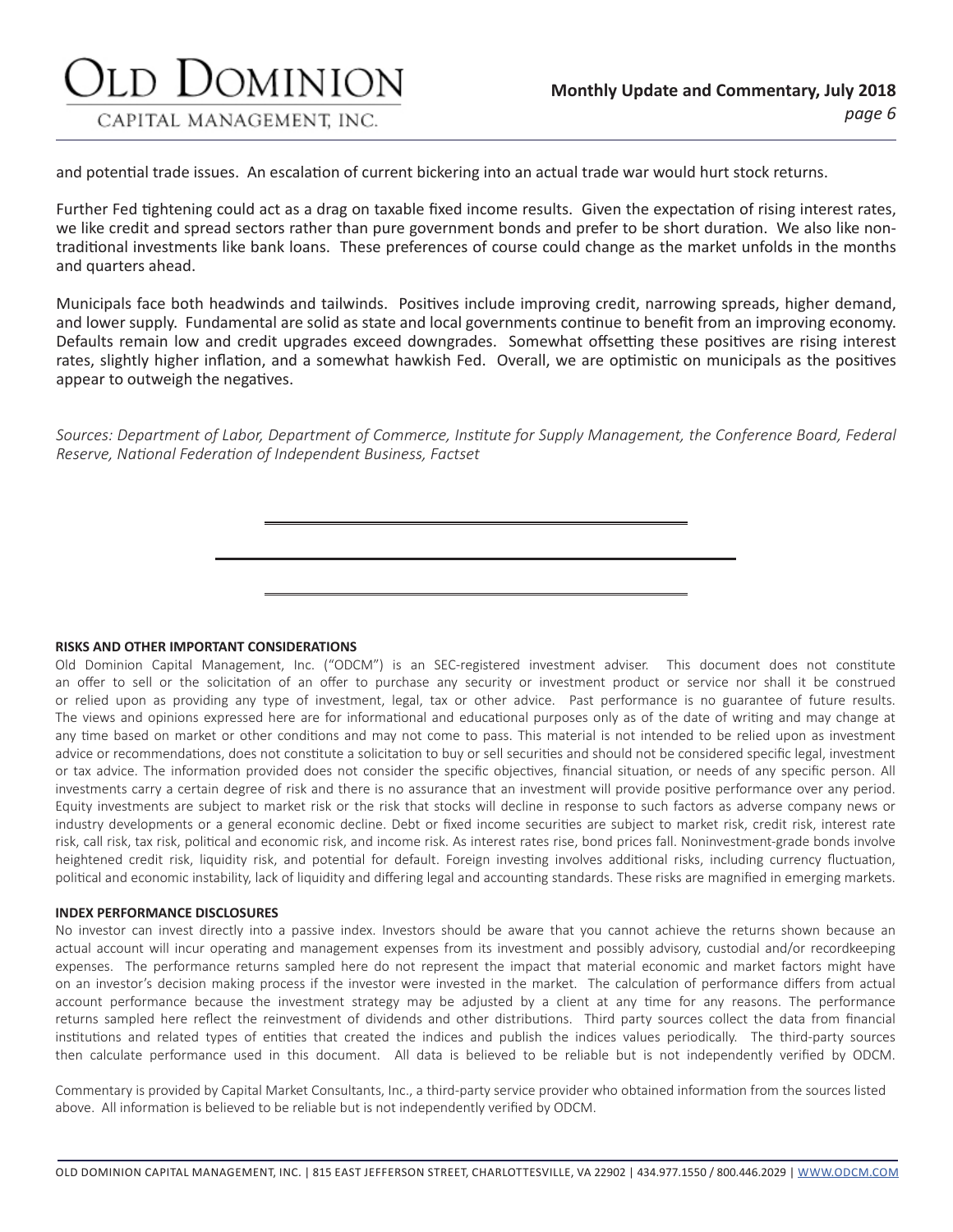and potential trade issues. An escalation of current bickering into an actual trade war would hurt stock returns.

Further Fed tightening could act as a drag on taxable fixed income results. Given the expectation of rising interest rates, we like credit and spread sectors rather than pure government bonds and prefer to be short duration. We also like non-traditional investments like bank loans. These preferences of course could change as the market unfolds in the months and quarters ahead.

Municipals face both headwinds and tailwinds. Positives include improving credit, narrowing spreads, higher demand, and lower supply. Fundamental are solid as state and local governments continue to benefit from an improving economy. Defaults remain low and credit upgrades exceed downgrades. Somewhat offsetting these positives are rising interest rates, slightly higher inflation, and a somewhat hawkish Fed. Overall, we are optimistic on municipals as the positives appear to outweigh the negatives.

*Sources: Department of Labor, Department of Commerce, Institute for Supply Management, the Conference Board, Federal Reserve, National Federation of Independent Business, Factset*

---

**RISKS AND OTHER IMPORTANT CONSIDERATIONS**

Old Dominion Capital Management, Inc. ("ODCM") is an SEC-registered investment adviser. This document does not constitute an offer to sell or the solicitation of an offer to purchase any security or investment product or service nor shall it be construed or relied upon as providing any type of investment, legal, tax or other advice. Past performance is no guarantee of future results. The views and opinions expressed here are for informational and educational purposes only as of the date of writing and may change at any time based on market or other conditions and may not come to pass. This material is not intended to be relied upon as investment advice or recommendations, does not constitute a solicitation to buy or sell securities and should not be considered specific legal, investment or tax advice. The information provided does not consider the specific objectives, financial situation, or needs of any specific person. All investments carry a certain degree of risk and there is no assurance that an investment will provide positive performance over any period. Equity investments are subject to market risk or the risk that stocks will decline in response to such factors as adverse company news or industry developments or a general economic decline. Debt or fixed income securities are subject to market risk, credit risk, interest rate risk, call risk, tax risk, political and economic risk, and income risk. As interest rates rise, bond prices fall. Noninvestment-grade bonds involve heightened credit risk, liquidity risk, and potential for default. Foreign investing involves additional risks, including currency fluctuation, political and economic instability, lack of liquidity and differing legal and accounting standards. These risks are magnified in emerging markets.

**INDEX PERFORMANCE DISCLOSURES**

No investor can invest directly into a passive index. Investors should be aware that you cannot achieve the returns shown because an actual account will incur operating and management expenses from its investment and possibly advisory, custodial and/or recordkeeping expenses. The performance returns sampled here do not represent the impact that material economic and market factors might have on an investor's decision making process if the investor were invested in the market. The calculation of performance differs from actual account performance because the investment strategy may be adjusted by a client at any time for any reasons. The performance returns sampled here reflect the reinvestment of dividends and other distributions. Third party sources collect the data from financial institutions and related types of entities that created the indices and publish the indices values periodically. The third-party sources then calculate performance used in this document. All data is believed to be reliable but is not independently verified by ODCM.

Commentary is provided by Capital Market Consultants, Inc., a third-party service provider who obtained information from the sources listed above. All information is believed to be reliable but is not independently verified by ODCM.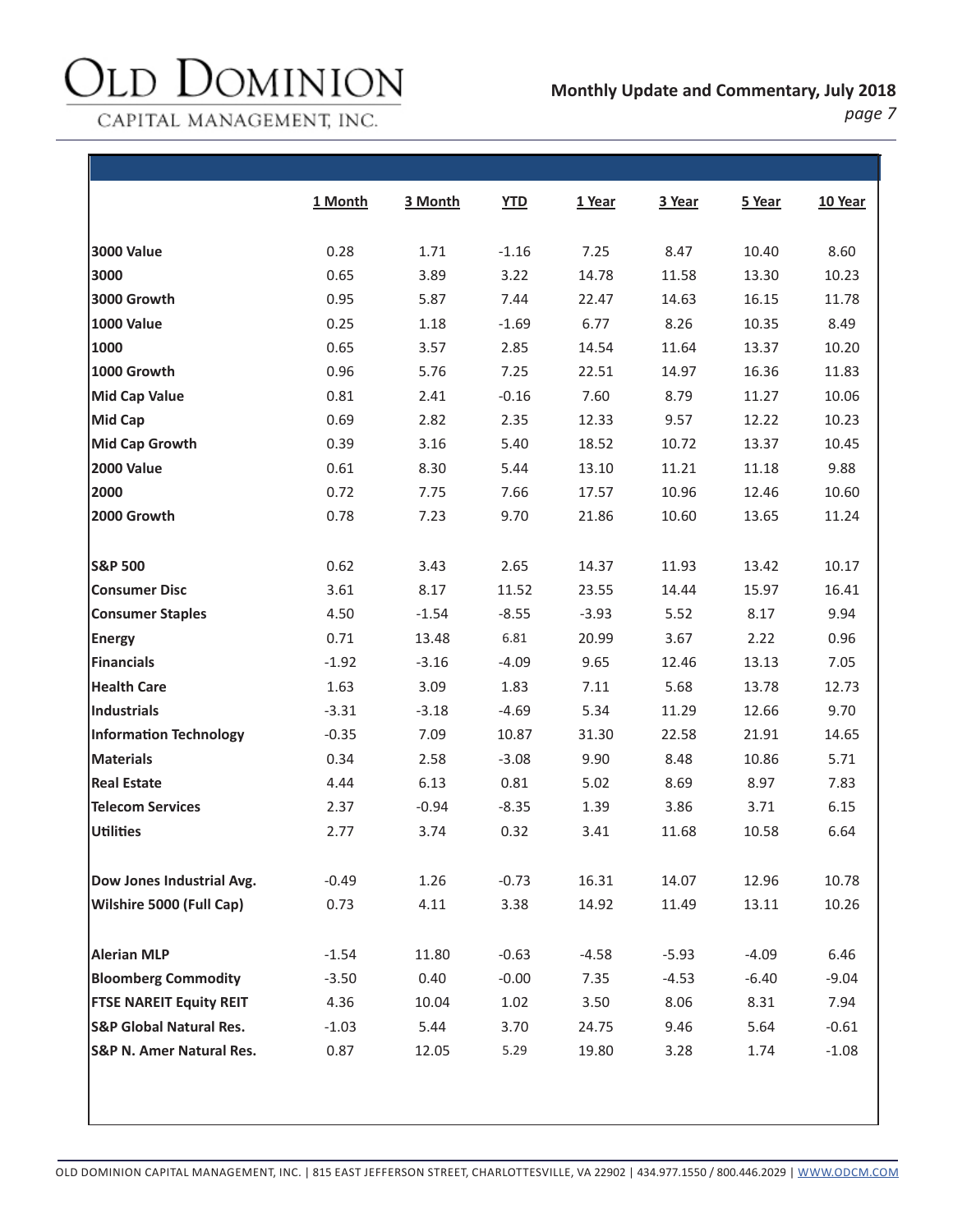| | 1 Month | 3 Month | YTD | 1 Year | 3 Year | 5 Year | 10 Year |
|---|---|---|---|---|---|---|---|
| **3000 Value** | 0.28 | 1.71 | -1.16 | 7.25 | 8.47 | 10.40 | 8.60 |
| **3000** | 0.65 | 3.89 | 3.22 | 14.78 | 11.58 | 13.30 | 10.23 |
| **3000 Growth** | 0.95 | 5.87 | 7.44 | 22.47 | 14.63 | 16.15 | 11.78 |
| **1000 Value** | 0.25 | 1.18 | -1.69 | 6.77 | 8.26 | 10.35 | 8.49 |
| **1000** | 0.65 | 3.57 | 2.85 | 14.54 | 11.64 | 13.37 | 10.20 |
| **1000 Growth** | 0.96 | 5.76 | 7.25 | 22.51 | 14.97 | 16.36 | 11.83 |
| **Mid Cap Value** | 0.81 | 2.41 | -0.16 | 7.60 | 8.79 | 11.27 | 10.06 |
| **Mid Cap** | 0.69 | 2.82 | 2.35 | 12.33 | 9.57 | 12.22 | 10.23 |
| **Mid Cap Growth** | 0.39 | 3.16 | 5.40 | 18.52 | 10.72 | 13.37 | 10.45 |
| **2000 Value** | 0.61 | 8.30 | 5.44 | 13.10 | 11.21 | 11.18 | 9.88 |
| **2000** | 0.72 | 7.75 | 7.66 | 17.57 | 10.96 | 12.46 | 10.60 |
| **2000 Growth** | 0.78 | 7.23 | 9.70 | 21.86 | 10.60 | 13.65 | 11.24 |
| | | | | | | | |
| **S&P 500** | 0.62 | 3.43 | 2.65 | 14.37 | 11.93 | 13.42 | 10.17 |
| **Consumer Disc** | 3.61 | 8.17 | 11.52 | 23.55 | 14.44 | 15.97 | 16.41 |
| **Consumer Staples** | 4.50 | -1.54 | -8.55 | -3.93 | 5.52 | 8.17 | 9.94 |
| **Energy** | 0.71 | 13.48 | 6.81 | 20.99 | 3.67 | 2.22 | 0.96 |
| **Financials** | -1.92 | -3.16 | -4.09 | 9.65 | 12.46 | 13.13 | 7.05 |
| **Health Care** | 1.63 | 3.09 | 1.83 | 7.11 | 5.68 | 13.78 | 12.73 |
| **Industrials** | -3.31 | -3.18 | -4.69 | 5.34 | 11.29 | 12.66 | 9.70 |
| **Information Technology** | -0.35 | 7.09 | 10.87 | 31.30 | 22.58 | 21.91 | 14.65 |
| **Materials** | 0.34 | 2.58 | -3.08 | 9.90 | 8.48 | 10.86 | 5.71 |
| **Real Estate** | 4.44 | 6.13 | 0.81 | 5.02 | 8.69 | 8.97 | 7.83 |
| **Telecom Services** | 2.37 | -0.94 | -8.35 | 1.39 | 3.86 | 3.71 | 6.15 |
| **Utilities** | 2.77 | 3.74 | 0.32 | 3.41 | 11.68 | 10.58 | 6.64 |
| | | | | | | | |
| **Dow Jones Industrial Avg.** | -0.49 | 1.26 | -0.73 | 16.31 | 14.07 | 12.96 | 10.78 |
| **Wilshire 5000 (Full Cap)** | 0.73 | 4.11 | 3.38 | 14.92 | 11.49 | 13.11 | 10.26 |
| | | | | | | | |
| **Alerian MLP** | -1.54 | 11.80 | -0.63 | -4.58 | -5.93 | -4.09 | 6.46 |
| **Bloomberg Commodity** | -3.50 | 0.40 | -0.00 | 7.35 | -4.53 | -6.40 | -9.04 |
| **FTSE NAREIT Equity REIT** | 4.36 | 10.04 | 1.02 | 3.50 | 8.06 | 8.31 | 7.94 |
| **S&P Global Natural Res.** | -1.03 | 5.44 | 3.70 | 24.75 | 9.46 | 5.64 | -0.61 |
| **S&P N. Amer Natural Res.** | 0.87 | 12.05 | 5.29 | 19.80 | 3.28 | 1.74 | -1.08 |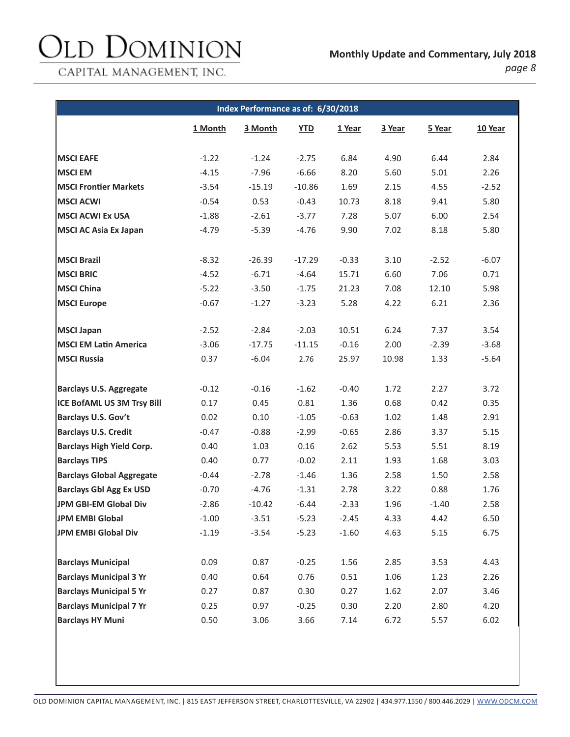| Index Performance as of: 6/30/2018 | 1 Month | 3 Month | YTD | 1 Year | 3 Year | 5 Year | 10 Year |
|---|---|---|---|---|---|---|---|
| **MSCI EAFE** | -1.22 | -1.24 | -2.75 | 6.84 | 4.90 | 6.44 | 2.84 |
| **MSCI EM** | -4.15 | -7.96 | -6.66 | 8.20 | 5.60 | 5.01 | 2.26 |
| **MSCI Frontier Markets** | -3.54 | -15.19 | -10.86 | 1.69 | 2.15 | 4.55 | -2.52 |
| **MSCI ACWI** | -0.54 | 0.53 | -0.43 | 10.73 | 8.18 | 9.41 | 5.80 |
| **MSCI ACWI Ex USA** | -1.88 | -2.61 | -3.77 | 7.28 | 5.07 | 6.00 | 2.54 |
| **MSCI AC Asia Ex Japan** | -4.79 | -5.39 | -4.76 | 9.90 | 7.02 | 8.18 | 5.80 |
| **MSCI Brazil** | -8.32 | -26.39 | -17.29 | -0.33 | 3.10 | -2.52 | -6.07 |
| **MSCI BRIC** | -4.52 | -6.71 | -4.64 | 15.71 | 6.60 | 7.06 | 0.71 |
| **MSCI China** | -5.22 | -3.50 | -1.75 | 21.23 | 7.08 | 12.10 | 5.98 |
| **MSCI Europe** | -0.67 | -1.27 | -3.23 | 5.28 | 4.22 | 6.21 | 2.36 |
| **MSCI Japan** | -2.52 | -2.84 | -2.03 | 10.51 | 6.24 | 7.37 | 3.54 |
| **MSCI EM Latin America** | -3.06 | -17.75 | -11.15 | -0.16 | 2.00 | -2.39 | -3.68 |
| **MSCI Russia** | 0.37 | -6.04 | 2.76 | 25.97 | 10.98 | 1.33 | -5.64 |
| **Barclays U.S. Aggregate** | -0.12 | -0.16 | -1.62 | -0.40 | 1.72 | 2.27 | 3.72 |
| **ICE BofAML US 3M Trsy Bill** | 0.17 | 0.45 | 0.81 | 1.36 | 0.68 | 0.42 | 0.35 |
| **Barclays U.S. Gov't** | 0.02 | 0.10 | -1.05 | -0.63 | 1.02 | 1.48 | 2.91 |
| **Barclays U.S. Credit** | -0.47 | -0.88 | -2.99 | -0.65 | 2.86 | 3.37 | 5.15 |
| **Barclays High Yield Corp.** | 0.40 | 1.03 | 0.16 | 2.62 | 5.53 | 5.51 | 8.19 |
| **Barclays TIPS** | 0.40 | 0.77 | -0.02 | 2.11 | 1.93 | 1.68 | 3.03 |
| **Barclays Global Aggregate** | -0.44 | -2.78 | -1.46 | 1.36 | 2.58 | 1.50 | 2.58 |
| **Barclays Gbl Agg Ex USD** | -0.70 | -4.76 | -1.31 | 2.78 | 3.22 | 0.88 | 1.76 |
| **JPM GBI-EM Global Div** | -2.86 | -10.42 | -6.44 | -2.33 | 1.96 | -1.40 | 2.58 |
| **JPM EMBI Global** | -1.00 | -3.51 | -5.23 | -2.45 | 4.33 | 4.42 | 6.50 |
| **JPM EMBI Global Div** | -1.19 | -3.54 | -5.23 | -1.60 | 4.63 | 5.15 | 6.75 |
| **Barclays Municipal** | 0.09 | 0.87 | -0.25 | 1.56 | 2.85 | 3.53 | 4.43 |
| **Barclays Municipal 3 Yr** | 0.40 | 0.64 | 0.76 | 0.51 | 1.06 | 1.23 | 2.26 |
| **Barclays Municipal 5 Yr** | 0.27 | 0.87 | 0.30 | 0.27 | 1.62 | 2.07 | 3.46 |
| **Barclays Municipal 7 Yr** | 0.25 | 0.97 | -0.25 | 0.30 | 2.20 | 2.80 | 4.20 |
| **Barclays HY Muni** | 0.50 | 3.06 | 3.66 | 7.14 | 6.72 | 5.57 | 6.02 |